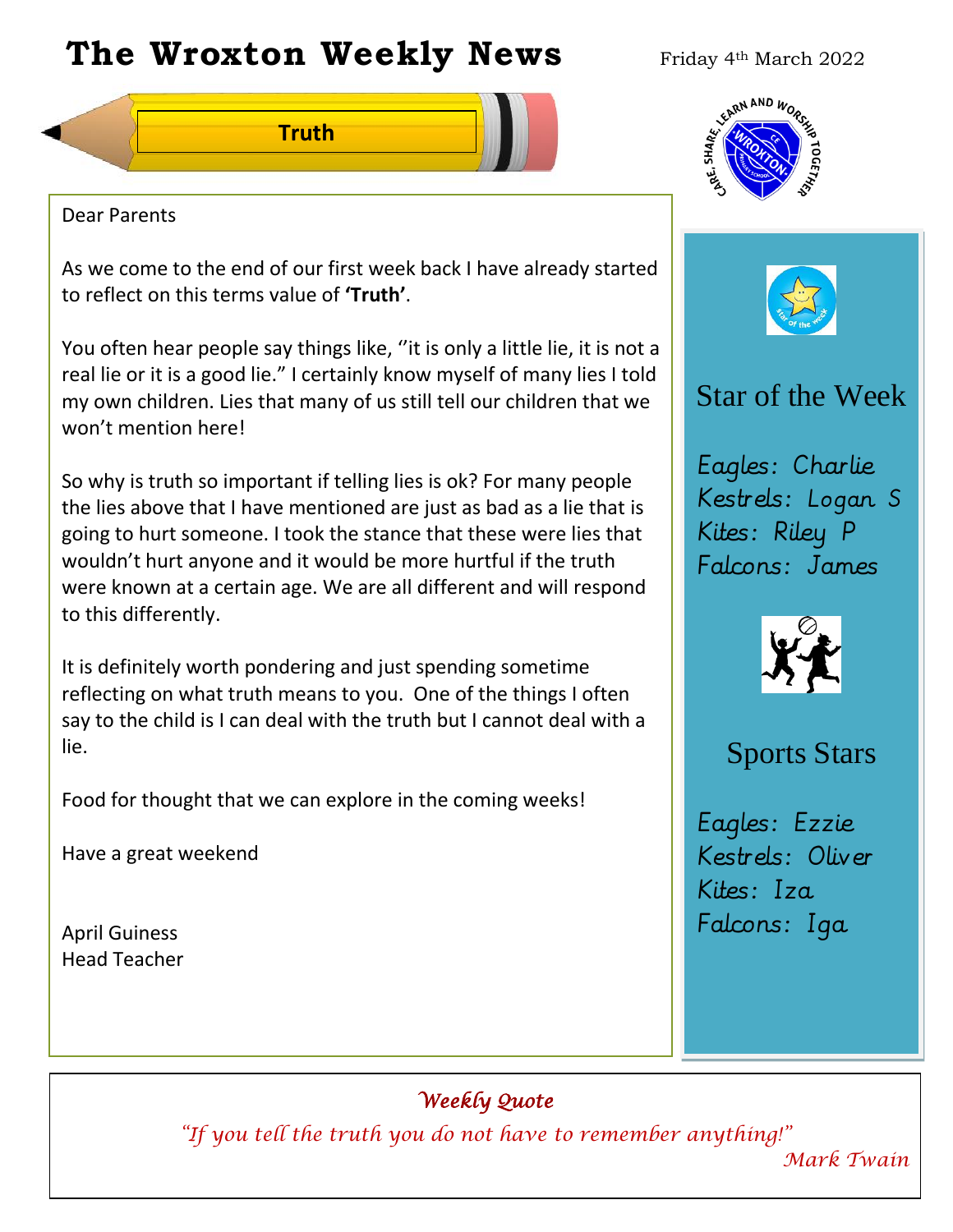# The Wroxton Weekly News

Friday 4th March 2022

## Truth

Dear Parents

As we come to the end of our first week back I have already started to reflect on this terms value of **'Truth'**.

You often hear people say things like, ''it is only a little lie, it is not a real lie or it is a good lie." I certainly know myself of many lies I told my own children. Lies that many of us still tell our children that we won't mention here!

So why is truth so important if telling lies is ok? For many people the lies above that I have mentioned are just as bad as a lie that is going to hurt someone. I took the stance that these were lies that wouldn't hurt anyone and it would be more hurtful if the truth were known at a certain age. We are all different and will respond to this differently.

It is definitely worth pondering and just spending sometime reflecting on what truth means to you. One of the things I often say to the child is I can deal with the truth but I cannot deal with a lie.

Food for thought that we can explore in the coming weeks!

Have a great weekend

April Guiness
Head Teacher

## Star of the Week

*Eagles: Charlie*
*Kestrels: Logan S*
*Kites: Riley P*
*Falcons: James*

## Sports Stars

*Eagles: Ezzie*
*Kestrels: Oliver*
*Kites: Iza*
*Falcons: Iga*

### *Weekly Quote*

*"If you tell the truth you do not have to remember anything!"*

*Mark Twain*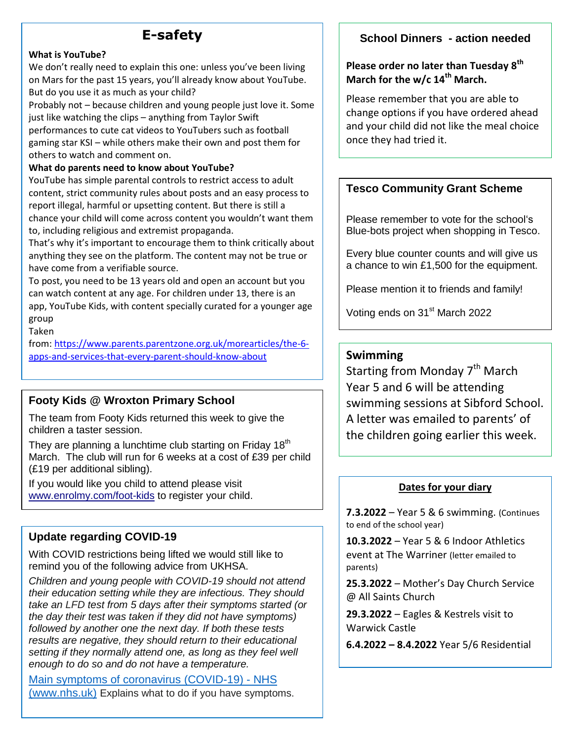## E-safety

**What is YouTube?**

We don't really need to explain this one: unless you've been living on Mars for the past 15 years, you'll already know about YouTube. But do you use it as much as your child?

Probably not – because children and young people just love it. Some just like watching the clips – anything from Taylor Swift performances to cute cat videos to YouTubers such as football gaming star KSI – while others make their own and post them for others to watch and comment on.

**What do parents need to know about YouTube?**

YouTube has simple parental controls to restrict access to adult content, strict community rules about posts and an easy process to report illegal, harmful or upsetting content. But there is still a chance your child will come across content you wouldn't want them to, including religious and extremist propaganda.

That's why it's important to encourage them to think critically about anything they see on the platform. The content may not be true or have come from a verifiable source.

To post, you need to be 13 years old and open an account but you can watch content at any age. For children under 13, there is an app, YouTube Kids, with content specially curated for a younger age group

Taken from: [https://www.parents.parentzone.org.uk/morearticles/the-6-apps-and-services-that-every-parent-should-know-about](https://www.parents.parentzone.org.uk/morearticles/the-6-apps-and-services-that-every-parent-should-know-about)

## Footy Kids @ Wroxton Primary School

The team from Footy Kids returned this week to give the children a taster session.

They are planning a lunchtime club starting on Friday 18th March. The club will run for 6 weeks at a cost of £39 per child (£19 per additional sibling).

If you would like you child to attend please visit [www.enrolmy.com/foot-kids](www.enrolmy.com/foot-kids) to register your child.

## Update regarding COVID-19

With COVID restrictions being lifted we would still like to remind you of the following advice from UKHSA.

*Children and young people with COVID-19 should not attend their education setting while they are infectious. They should take an LFD test from 5 days after their symptoms started (or the day their test was taken if they did not have symptoms) followed by another one the next day. If both these tests results are negative, they should return to their educational setting if they normally attend one, as long as they feel well enough to do so and do not have a temperature.*

[Main symptoms of coronavirus (COVID-19) - NHS (www.nhs.uk)](www.nhs.uk) Explains what to do if you have symptoms.

## School Dinners - action needed

**Please order no later than Tuesday 8th March for the w/c 14th March.**

Please remember that you are able to change options if you have ordered ahead and your child did not like the meal choice once they had tried it.

## Tesco Community Grant Scheme

Please remember to vote for the school's Blue-bots project when shopping in Tesco.

Every blue counter counts and will give us a chance to win £1,500 for the equipment.

Please mention it to friends and family!

Voting ends on 31st March 2022

## Swimming

Starting from Monday 7th March Year 5 and 6 will be attending swimming sessions at Sibford School. A letter was emailed to parents' of the children going earlier this week.

## Dates for your diary

**7.3.2022** – Year 5 & 6 swimming. (Continues to end of the school year)

**10.3.2022** – Year 5 & 6 Indoor Athletics event at The Warriner (letter emailed to parents)

**25.3.2022** – Mother's Day Church Service @ All Saints Church

**29.3.2022** – Eagles & Kestrels visit to Warwick Castle

**6.4.2022 – 8.4.2022** Year 5/6 Residential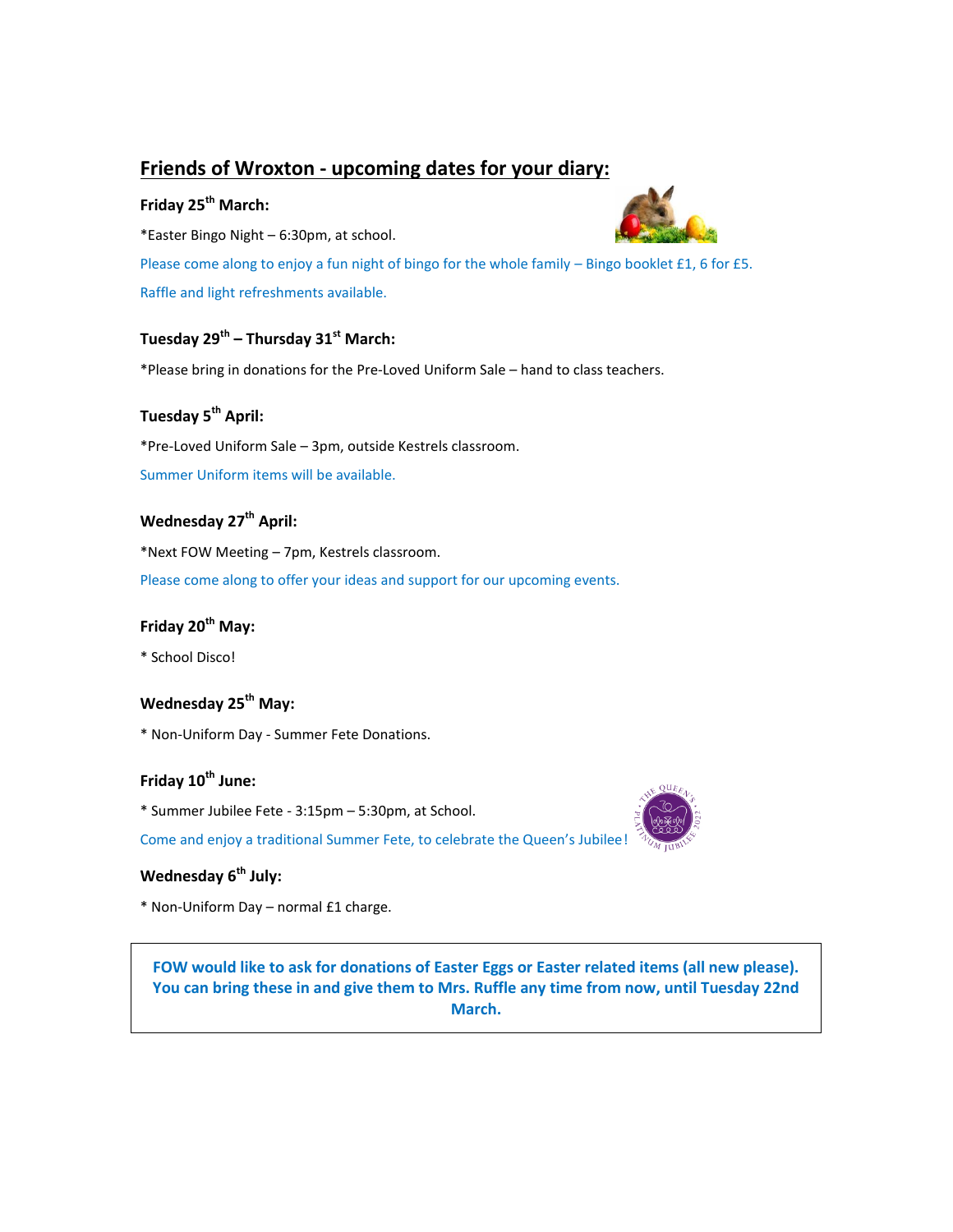## Friends of Wroxton - upcoming dates for your diary:

### Friday 25th March:

*Easter Bingo Night – 6:30pm, at school.

Please come along to enjoy a fun night of bingo for the whole family – Bingo booklet £1, 6 for £5.

Raffle and light refreshments available.

### Tuesday 29th – Thursday 31st March:

*Please bring in donations for the Pre-Loved Uniform Sale – hand to class teachers.

### Tuesday 5th April:

*Pre-Loved Uniform Sale – 3pm, outside Kestrels classroom.

Summer Uniform items will be available.

### Wednesday 27th April:

*Next FOW Meeting – 7pm, Kestrels classroom.

Please come along to offer your ideas and support for our upcoming events.

### Friday 20th May:

* School Disco!

### Wednesday 25th May:

* Non-Uniform Day - Summer Fete Donations.

### Friday 10th June:

* Summer Jubilee Fete - 3:15pm – 5:30pm, at School.

Come and enjoy a traditional Summer Fete, to celebrate the Queen's Jubilee!

### Wednesday 6th July:

* Non-Uniform Day – normal £1 charge.

**FOW would like to ask for donations of Easter Eggs or Easter related items (all new please). You can bring these in and give them to Mrs. Ruffle any time from now, until Tuesday 22nd March.**